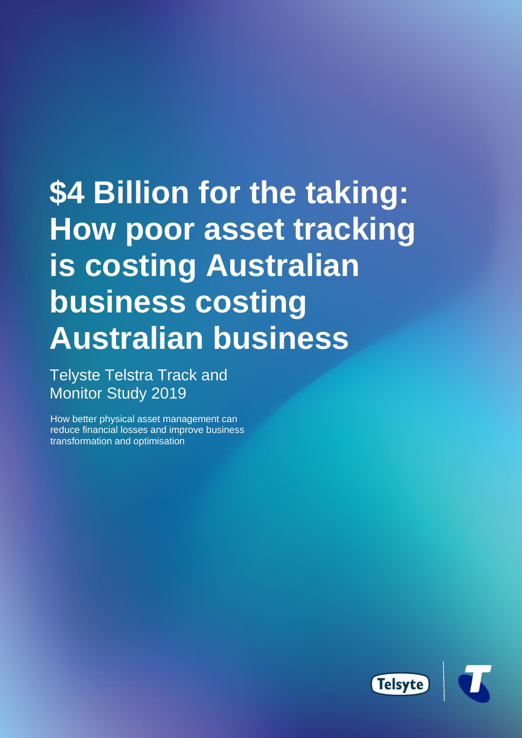# $4 Billion for the taking: How poor asset tracking is costing Australian business costing Australian business

## Telyste Telstra Track and Monitor Study 2019

How better physical asset management can reduce financial losses and improve business transformation and optimisation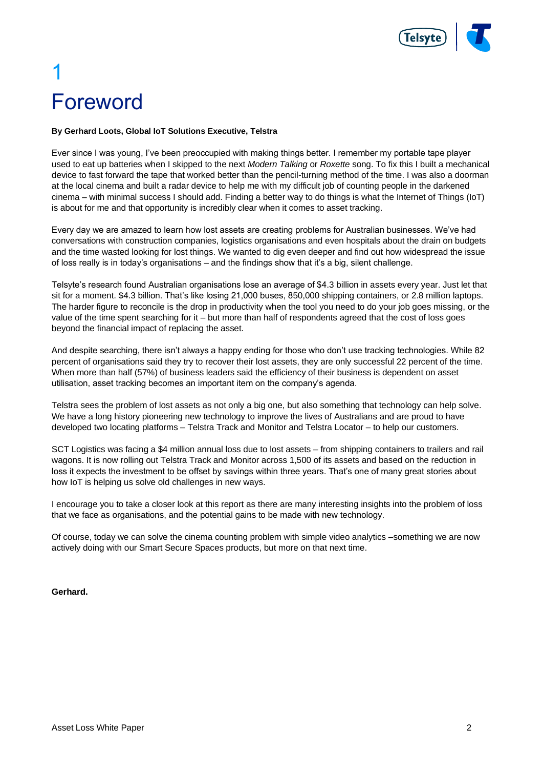# 1 Foreword

**By Gerhard Loots, Global IoT Solutions Executive, Telstra**

Ever since I was young, I've been preoccupied with making things better. I remember my portable tape player used to eat up batteries when I skipped to the next *Modern Talking* or *Roxette* song. To fix this I built a mechanical device to fast forward the tape that worked better than the pencil-turning method of the time. I was also a doorman at the local cinema and built a radar device to help me with my difficult job of counting people in the darkened cinema – with minimal success I should add. Finding a better way to do things is what the Internet of Things (IoT) is about for me and that opportunity is incredibly clear when it comes to asset tracking.

Every day we are amazed to learn how lost assets are creating problems for Australian businesses. We've had conversations with construction companies, logistics organisations and even hospitals about the drain on budgets and the time wasted looking for lost things. We wanted to dig even deeper and find out how widespread the issue of loss really is in today's organisations – and the findings show that it's a big, silent challenge.

Telsyte's research found Australian organisations lose an average of $4.3 billion in assets every year. Just let that sit for a moment. $4.3 billion. That's like losing 21,000 buses, 850,000 shipping containers, or 2.8 million laptops. The harder figure to reconcile is the drop in productivity when the tool you need to do your job goes missing, or the value of the time spent searching for it – but more than half of respondents agreed that the cost of loss goes beyond the financial impact of replacing the asset.

And despite searching, there isn't always a happy ending for those who don't use tracking technologies. While 82 percent of organisations said they try to recover their lost assets, they are only successful 22 percent of the time. When more than half (57%) of business leaders said the efficiency of their business is dependent on asset utilisation, asset tracking becomes an important item on the company's agenda.

Telstra sees the problem of lost assets as not only a big one, but also something that technology can help solve. We have a long history pioneering new technology to improve the lives of Australians and are proud to have developed two locating platforms – Telstra Track and Monitor and Telstra Locator – to help our customers.

SCT Logistics was facing a $4 million annual loss due to lost assets – from shipping containers to trailers and rail wagons. It is now rolling out Telstra Track and Monitor across 1,500 of its assets and based on the reduction in loss it expects the investment to be offset by savings within three years. That's one of many great stories about how IoT is helping us solve old challenges in new ways.

I encourage you to take a closer look at this report as there are many interesting insights into the problem of loss that we face as organisations, and the potential gains to be made with new technology.

Of course, today we can solve the cinema counting problem with simple video analytics –something we are now actively doing with our Smart Secure Spaces products, but more on that next time.

**Gerhard.**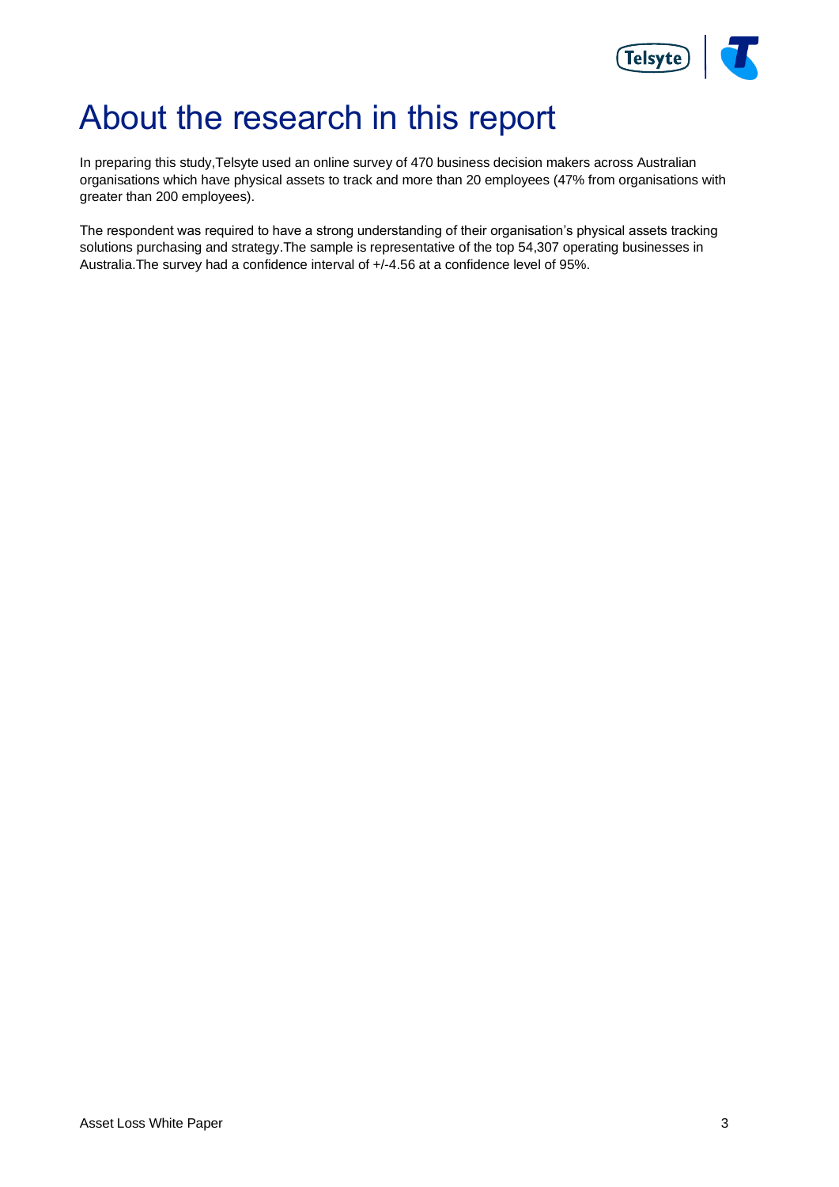# About the research in this report

In preparing this study,Telsyte used an online survey of 470 business decision makers across Australian organisations which have physical assets to track and more than 20 employees (47% from organisations with greater than 200 employees).

The respondent was required to have a strong understanding of their organisation's physical assets tracking solutions purchasing and strategy.The sample is representative of the top 54,307 operating businesses in Australia.The survey had a confidence interval of +/-4.56 at a confidence level of 95%.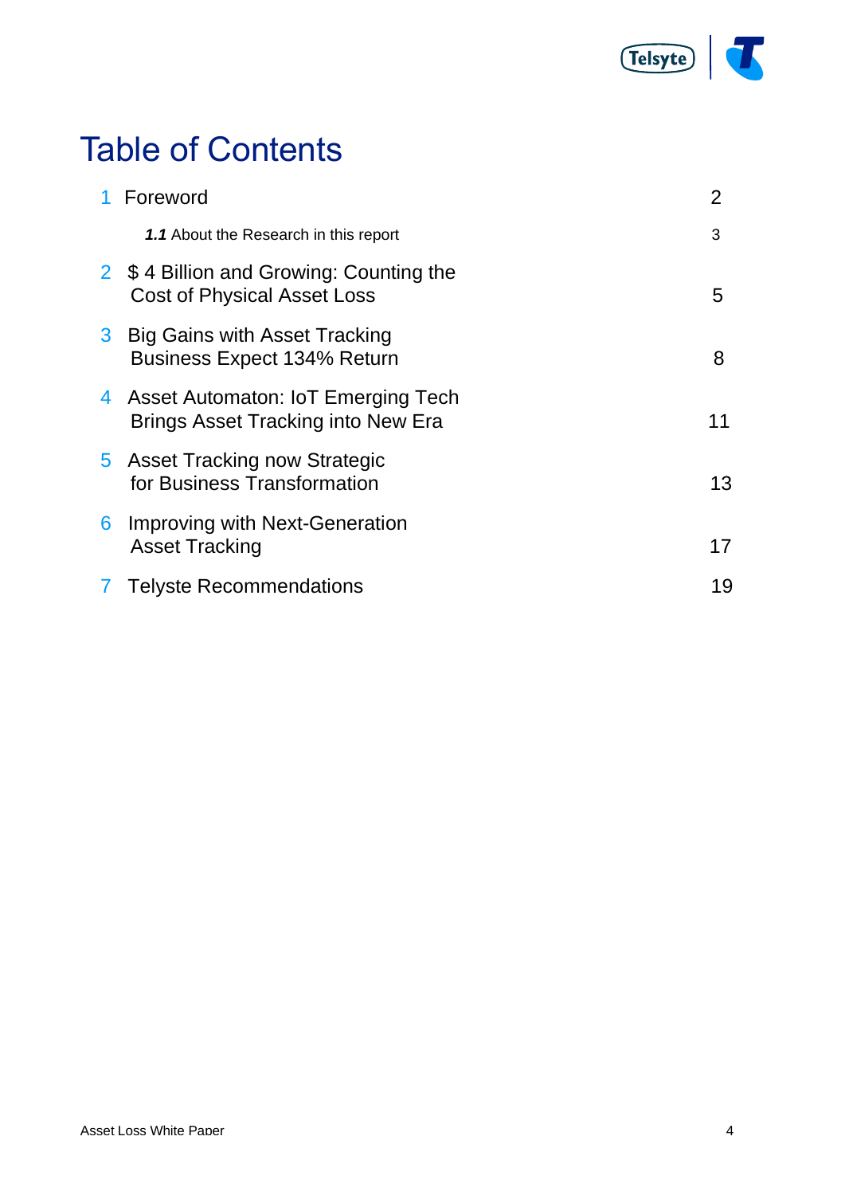# Table of Contents

| | | |
|---|---|---|
| 1 | Foreword | 2 |
| | ***1.1*** About the Research in this report | 3 |
| 2 | $ 4 Billion and Growing: Counting the Cost of Physical Asset Loss | 5 |
| 3 | Big Gains with Asset Tracking Business Expect 134% Return | 8 |
| 4 | Asset Automaton: IoT Emerging Tech Brings Asset Tracking into New Era | 11 |
| 5 | Asset Tracking now Strategic for Business Transformation | 13 |
| 6 | Improving with Next-Generation Asset Tracking | 17 |
| 7 | Telyste Recommendations | 19 |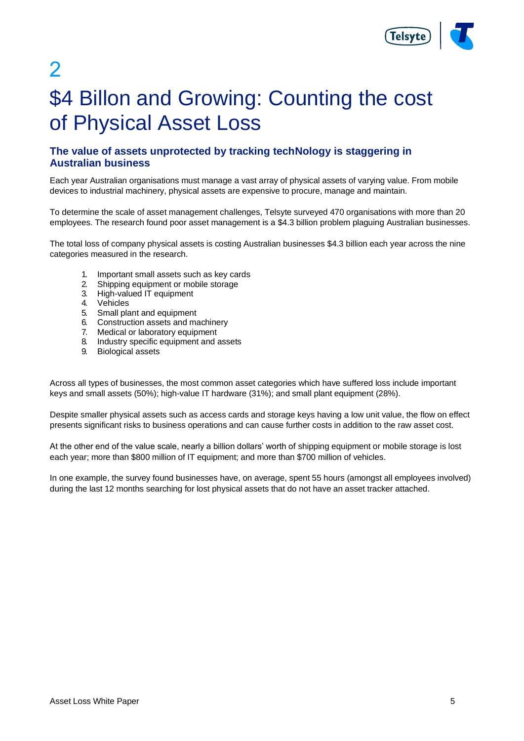# 2

# $4 Billon and Growing: Counting the cost of Physical Asset Loss

### The value of assets unprotected by tracking techNology is staggering in Australian business

Each year Australian organisations must manage a vast array of physical assets of varying value. From mobile devices to industrial machinery, physical assets are expensive to procure, manage and maintain.

To determine the scale of asset management challenges, Telsyte surveyed 470 organisations with more than 20 employees. The research found poor asset management is a $4.3 billion problem plaguing Australian businesses.

The total loss of company physical assets is costing Australian businesses $4.3 billion each year across the nine categories measured in the research.

1. Important small assets such as key cards
2. Shipping equipment or mobile storage
3. High-valued IT equipment
4. Vehicles
5. Small plant and equipment
6. Construction assets and machinery
7. Medical or laboratory equipment
8. Industry specific equipment and assets
9. Biological assets

Across all types of businesses, the most common asset categories which have suffered loss include important keys and small assets (50%); high-value IT hardware (31%); and small plant equipment (28%).

Despite smaller physical assets such as access cards and storage keys having a low unit value, the flow on effect presents significant risks to business operations and can cause further costs in addition to the raw asset cost.

At the other end of the value scale, nearly a billion dollars' worth of shipping equipment or mobile storage is lost each year; more than $800 million of IT equipment; and more than $700 million of vehicles.

In one example, the survey found businesses have, on average, spent 55 hours (amongst all employees involved) during the last 12 months searching for lost physical assets that do not have an asset tracker attached.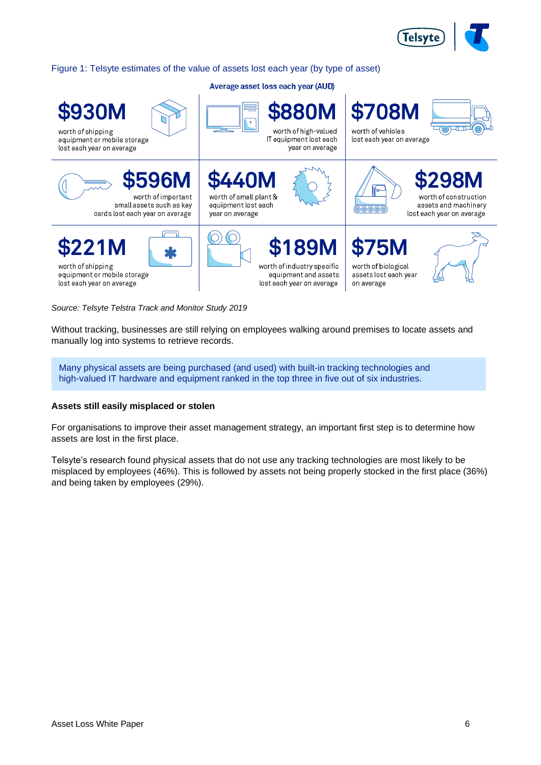Figure 1: Telsyte estimates of the value of assets lost each year (by type of asset)

**Average asset loss each year (AUD)**

| | | |
|---|---|---|
| **$930M** worth of shipping equipment or mobile storage lost each year on average | **$880M** worth of high-valued IT equipment lost each year on average | **$708M** worth of vehicles lost each year on average |
| **$596M** worth of important small assets such as key cards lost each year on average | **$440M** worth of small plant & equipment lost each year on average | **$298M** worth of construction assets and machinery lost each year on average |
| **$221M** worth of shipping equipment or mobile storage lost each year on average | **$189M** worth of industry specific equipment and assets lost each year on average | **$75M** worth of biological assets lost each year on average |

*Source: Telsyte Telstra Track and Monitor Study 2019*

Without tracking, businesses are still relying on employees walking around premises to locate assets and manually log into systems to retrieve records.

> Many physical assets are being purchased (and used) with built-in tracking technologies and high-valued IT hardware and equipment ranked in the top three in five out of six industries.

**Assets still easily misplaced or stolen**

For organisations to improve their asset management strategy, an important first step is to determine how assets are lost in the first place.

Telsyte's research found physical assets that do not use any tracking technologies are most likely to be misplaced by employees (46%). This is followed by assets not being properly stocked in the first place (36%) and being taken by employees (29%).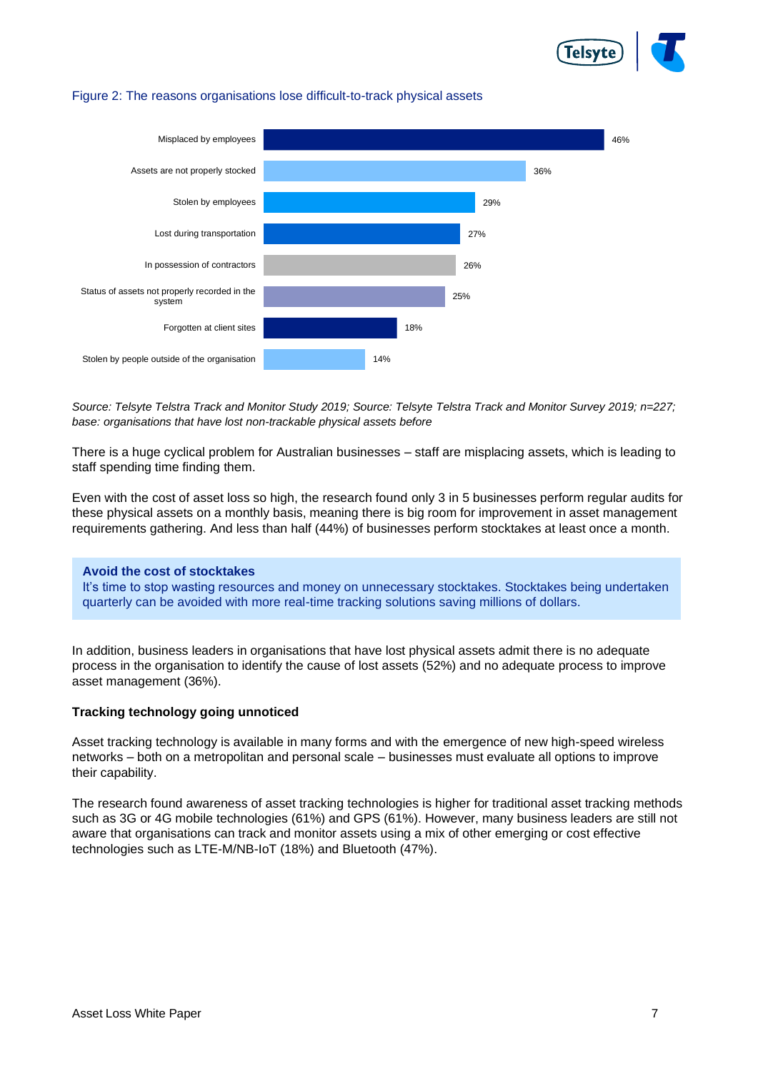Figure 2: The reasons organisations lose difficult-to-track physical assets

| Reason | % |
|---|---|
| Misplaced by employees | 46% |
| Assets are not properly stocked | 36% |
| Stolen by employees | 29% |
| Lost during transportation | 27% |
| In possession of contractors | 26% |
| Status of assets not properly recorded in the system | 25% |
| Forgotten at client sites | 18% |
| Stolen by people outside of the organisation | 14% |

*Source: Telsyte Telstra Track and Monitor Study 2019; Source: Telsyte Telstra Track and Monitor Survey 2019; n=227; base: organisations that have lost non-trackable physical assets before*

There is a huge cyclical problem for Australian businesses – staff are misplacing assets, which is leading to staff spending time finding them.

Even with the cost of asset loss so high, the research found only 3 in 5 businesses perform regular audits for these physical assets on a monthly basis, meaning there is big room for improvement in asset management requirements gathering. And less than half (44%) of businesses perform stocktakes at least once a month.

> **Avoid the cost of stocktakes**
> It's time to stop wasting resources and money on unnecessary stocktakes. Stocktakes being undertaken quarterly can be avoided with more real-time tracking solutions saving millions of dollars.

In addition, business leaders in organisations that have lost physical assets admit there is no adequate process in the organisation to identify the cause of lost assets (52%) and no adequate process to improve asset management (36%).

**Tracking technology going unnoticed**

Asset tracking technology is available in many forms and with the emergence of new high-speed wireless networks – both on a metropolitan and personal scale – businesses must evaluate all options to improve their capability.

The research found awareness of asset tracking technologies is higher for traditional asset tracking methods such as 3G or 4G mobile technologies (61%) and GPS (61%). However, many business leaders are still not aware that organisations can track and monitor assets using a mix of other emerging or cost effective technologies such as LTE-M/NB-IoT (18%) and Bluetooth (47%).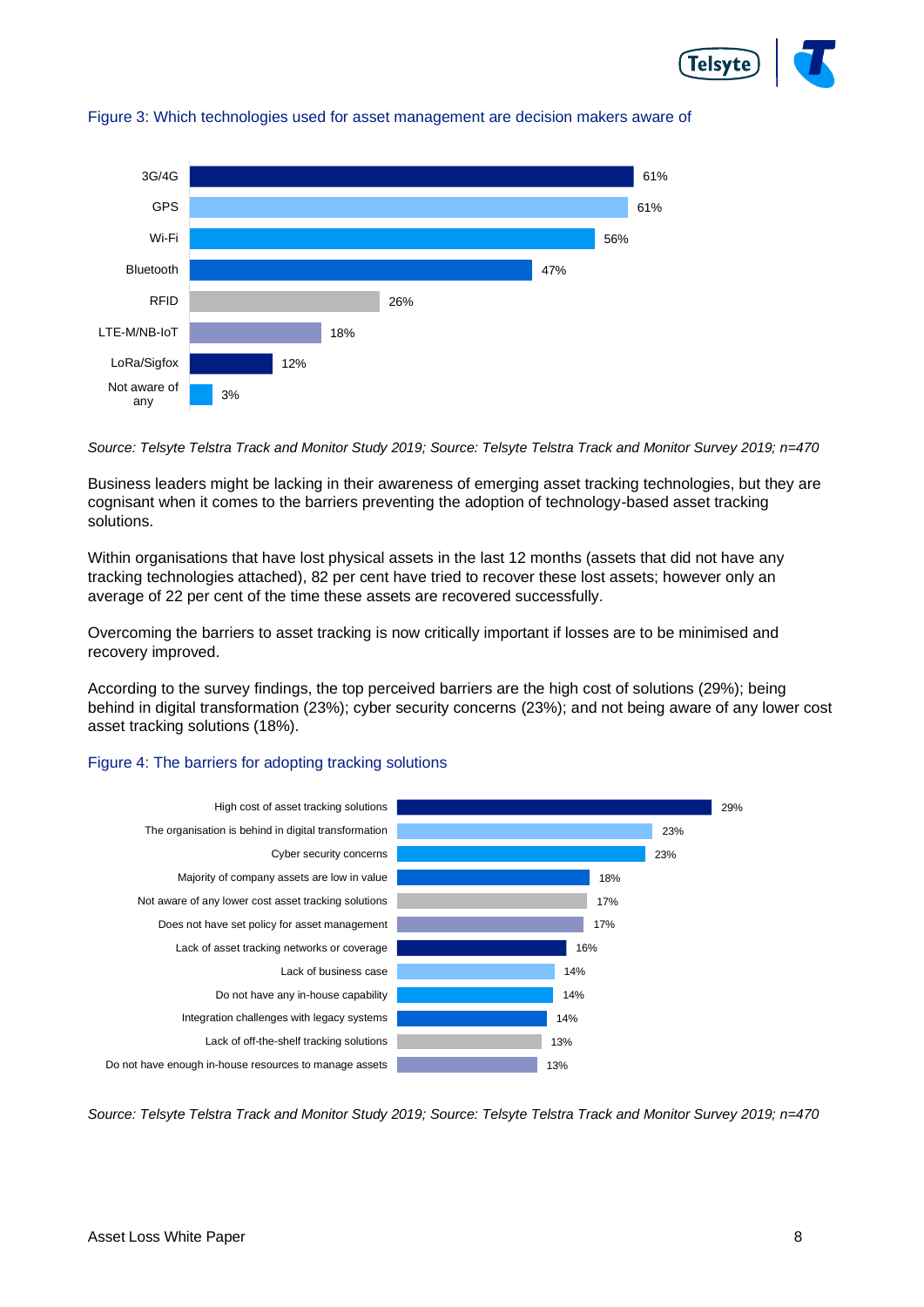Figure 3: Which technologies used for asset management are decision makers aware of

| Technology | % |
|---|---|
| 3G/4G | 61% |
| GPS | 61% |
| Wi-Fi | 56% |
| Bluetooth | 47% |
| RFID | 26% |
| LTE-M/NB-IoT | 18% |
| LoRa/Sigfox | 12% |
| Not aware of any | 3% |

*Source: Telsyte Telstra Track and Monitor Study 2019; Source: Telsyte Telstra Track and Monitor Survey 2019; n=470*

Business leaders might be lacking in their awareness of emerging asset tracking technologies, but they are cognisant when it comes to the barriers preventing the adoption of technology-based asset tracking solutions.

Within organisations that have lost physical assets in the last 12 months (assets that did not have any tracking technologies attached), 82 per cent have tried to recover these lost assets; however only an average of 22 per cent of the time these assets are recovered successfully.

Overcoming the barriers to asset tracking is now critically important if losses are to be minimised and recovery improved.

According to the survey findings, the top perceived barriers are the high cost of solutions (29%); being behind in digital transformation (23%); cyber security concerns (23%); and not being aware of any lower cost asset tracking solutions (18%).

Figure 4: The barriers for adopting tracking solutions

| Barrier | % |
|---|---|
| High cost of asset tracking solutions | 29% |
| The organisation is behind in digital transformation | 23% |
| Cyber security concerns | 23% |
| Majority of company assets are low in value | 18% |
| Not aware of any lower cost asset tracking solutions | 17% |
| Does not have set policy for asset management | 17% |
| Lack of asset tracking networks or coverage | 16% |
| Lack of business case | 14% |
| Do not have any in-house capability | 14% |
| Integration challenges with legacy systems | 14% |
| Lack of off-the-shelf tracking solutions | 13% |
| Do not have enough in-house resources to manage assets | 13% |

*Source: Telsyte Telstra Track and Monitor Study 2019; Source: Telsyte Telstra Track and Monitor Survey 2019; n=470*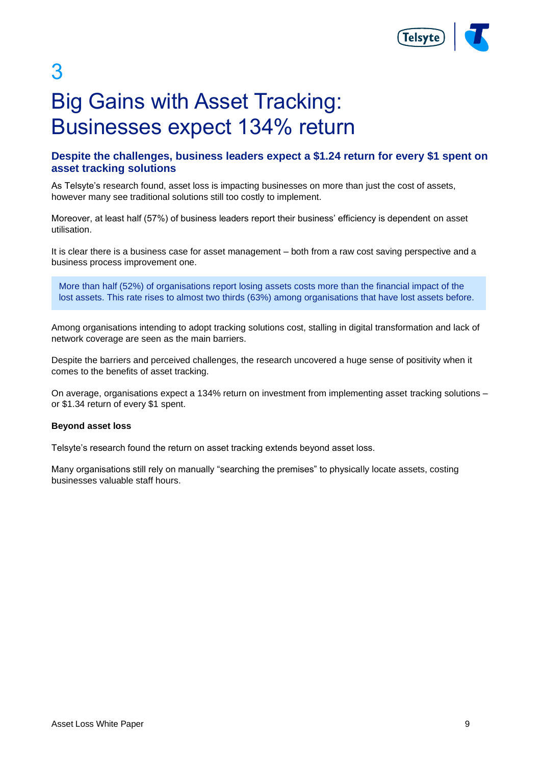# 3

# Big Gains with Asset Tracking: Businesses expect 134% return

### Despite the challenges, business leaders expect a $1.24 return for every $1 spent on asset tracking solutions

As Telsyte's research found, asset loss is impacting businesses on more than just the cost of assets, however many see traditional solutions still too costly to implement.

Moreover, at least half (57%) of business leaders report their business' efficiency is dependent on asset utilisation.

It is clear there is a business case for asset management – both from a raw cost saving perspective and a business process improvement one.

> More than half (52%) of organisations report losing assets costs more than the financial impact of the lost assets. This rate rises to almost two thirds (63%) among organisations that have lost assets before.

Among organisations intending to adopt tracking solutions cost, stalling in digital transformation and lack of network coverage are seen as the main barriers.

Despite the barriers and perceived challenges, the research uncovered a huge sense of positivity when it comes to the benefits of asset tracking.

On average, organisations expect a 134% return on investment from implementing asset tracking solutions – or $1.34 return of every $1 spent.

**Beyond asset loss**

Telsyte's research found the return on asset tracking extends beyond asset loss.

Many organisations still rely on manually "searching the premises" to physically locate assets, costing businesses valuable staff hours.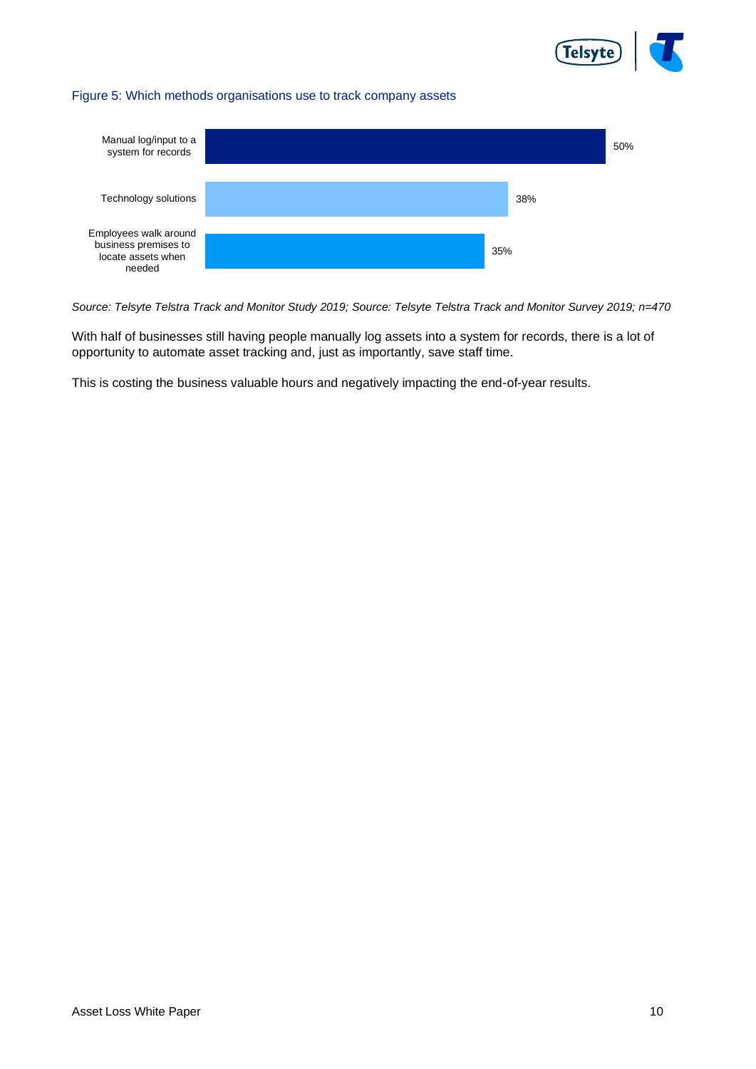Figure 5: Which methods organisations use to track company assets

| Method | % |
| --- | --- |
| Manual log/input to a system for records | 50% |
| Technology solutions | 38% |
| Employees walk around business premises to locate assets when needed | 35% |

*Source: Telsyte Telstra Track and Monitor Study 2019; Source: Telsyte Telstra Track and Monitor Survey 2019; n=470*

With half of businesses still having people manually log assets into a system for records, there is a lot of opportunity to automate asset tracking and, just as importantly, save staff time.

This is costing the business valuable hours and negatively impacting the end-of-year results.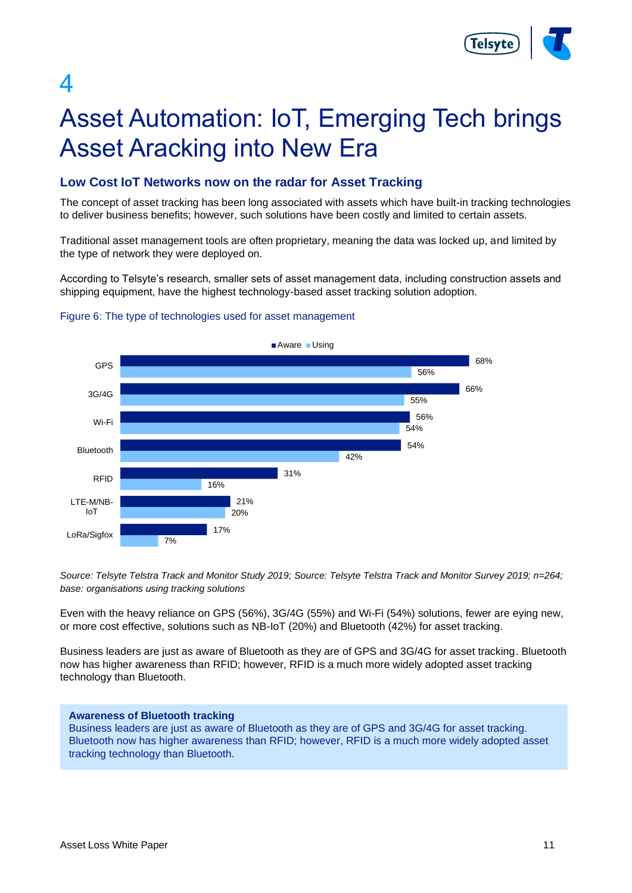# 4

# Asset Automation: IoT, Emerging Tech brings Asset Aracking into New Era

## Low Cost IoT Networks now on the radar for Asset Tracking

The concept of asset tracking has been long associated with assets which have built-in tracking technologies to deliver business benefits; however, such solutions have been costly and limited to certain assets.

Traditional asset management tools are often proprietary, meaning the data was locked up, and limited by the type of network they were deployed on.

According to Telsyte's research, smaller sets of asset management data, including construction assets and shipping equipment, have the highest technology-based asset tracking solution adoption.

Figure 6: The type of technologies used for asset management

| Technology | Aware | Using |
| --- | --- | --- |
| GPS | 68% | 56% |
| 3G/4G | 66% | 55% |
| Wi-Fi | 56% | 54% |
| Bluetooth | 54% | 42% |
| RFID | 31% | 16% |
| LTE-M/NB-IoT | 21% | 20% |
| LoRa/Sigfox | 17% | 7% |

*Source: Telsyte Telstra Track and Monitor Study 2019; Source: Telsyte Telstra Track and Monitor Survey 2019; n=264; base: organisations using tracking solutions*

Even with the heavy reliance on GPS (56%), 3G/4G (55%) and Wi-Fi (54%) solutions, fewer are eying new, or more cost effective, solutions such as NB-IoT (20%) and Bluetooth (42%) for asset tracking.

Business leaders are just as aware of Bluetooth as they are of GPS and 3G/4G for asset tracking. Bluetooth now has higher awareness than RFID; however, RFID is a much more widely adopted asset tracking technology than Bluetooth.

**Awareness of Bluetooth tracking**
Business leaders are just as aware of Bluetooth as they are of GPS and 3G/4G for asset tracking. Bluetooth now has higher awareness than RFID; however, RFID is a much more widely adopted asset tracking technology than Bluetooth.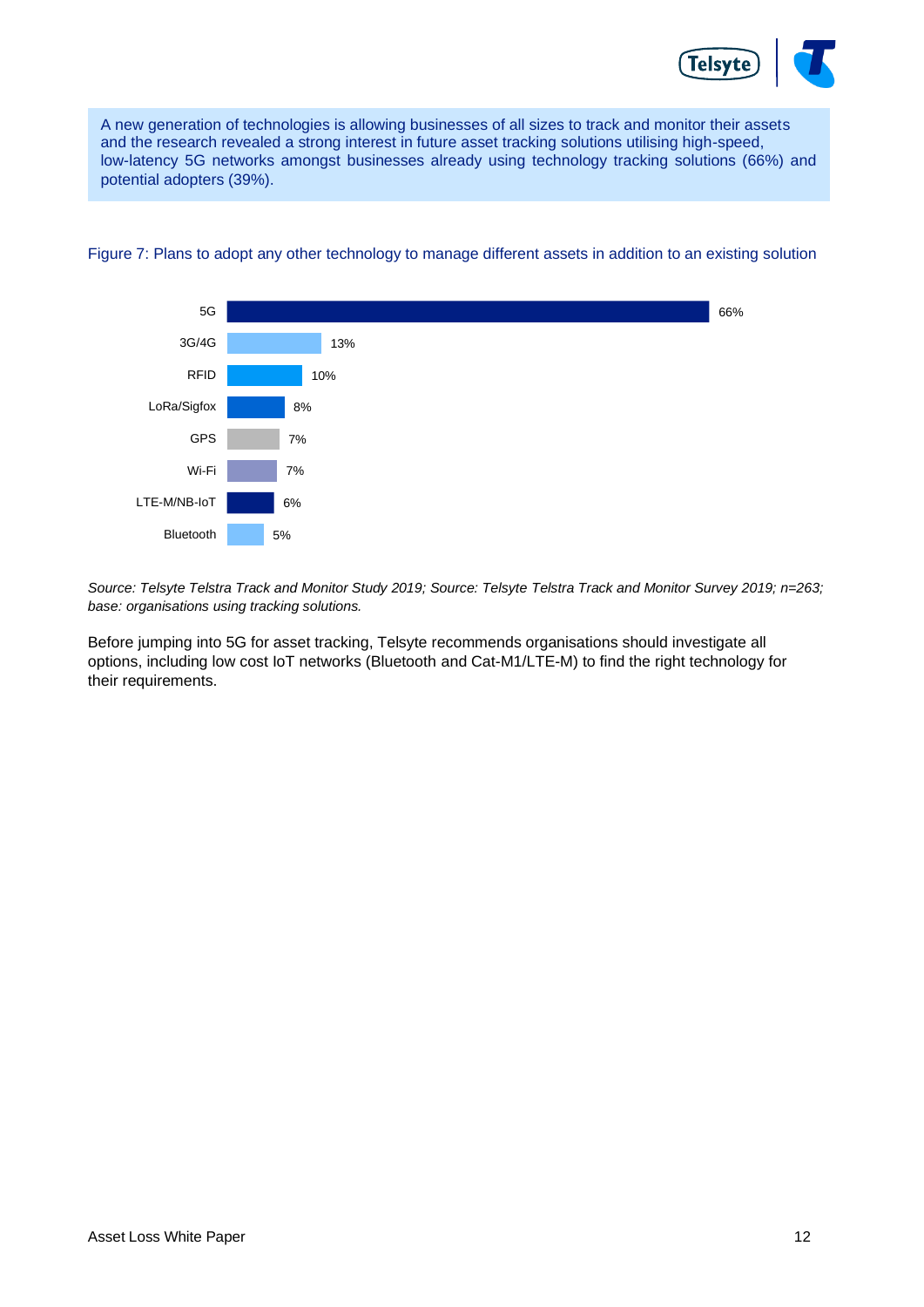A new generation of technologies is allowing businesses of all sizes to track and monitor their assets and the research revealed a strong interest in future asset tracking solutions utilising high-speed, low-latency 5G networks amongst businesses already using technology tracking solutions (66%) and potential adopters (39%).

Figure 7: Plans to adopt any other technology to manage different assets in addition to an existing solution

| Technology | % |
|---|---|
| 5G | 66% |
| 3G/4G | 13% |
| RFID | 10% |
| LoRa/Sigfox | 8% |
| GPS | 7% |
| Wi-Fi | 7% |
| LTE-M/NB-IoT | 6% |
| Bluetooth | 5% |

*Source: Telsyte Telstra Track and Monitor Study 2019; Source: Telsyte Telstra Track and Monitor Survey 2019; n=263; base: organisations using tracking solutions.*

Before jumping into 5G for asset tracking, Telsyte recommends organisations should investigate all options, including low cost IoT networks (Bluetooth and Cat-M1/LTE-M) to find the right technology for their requirements.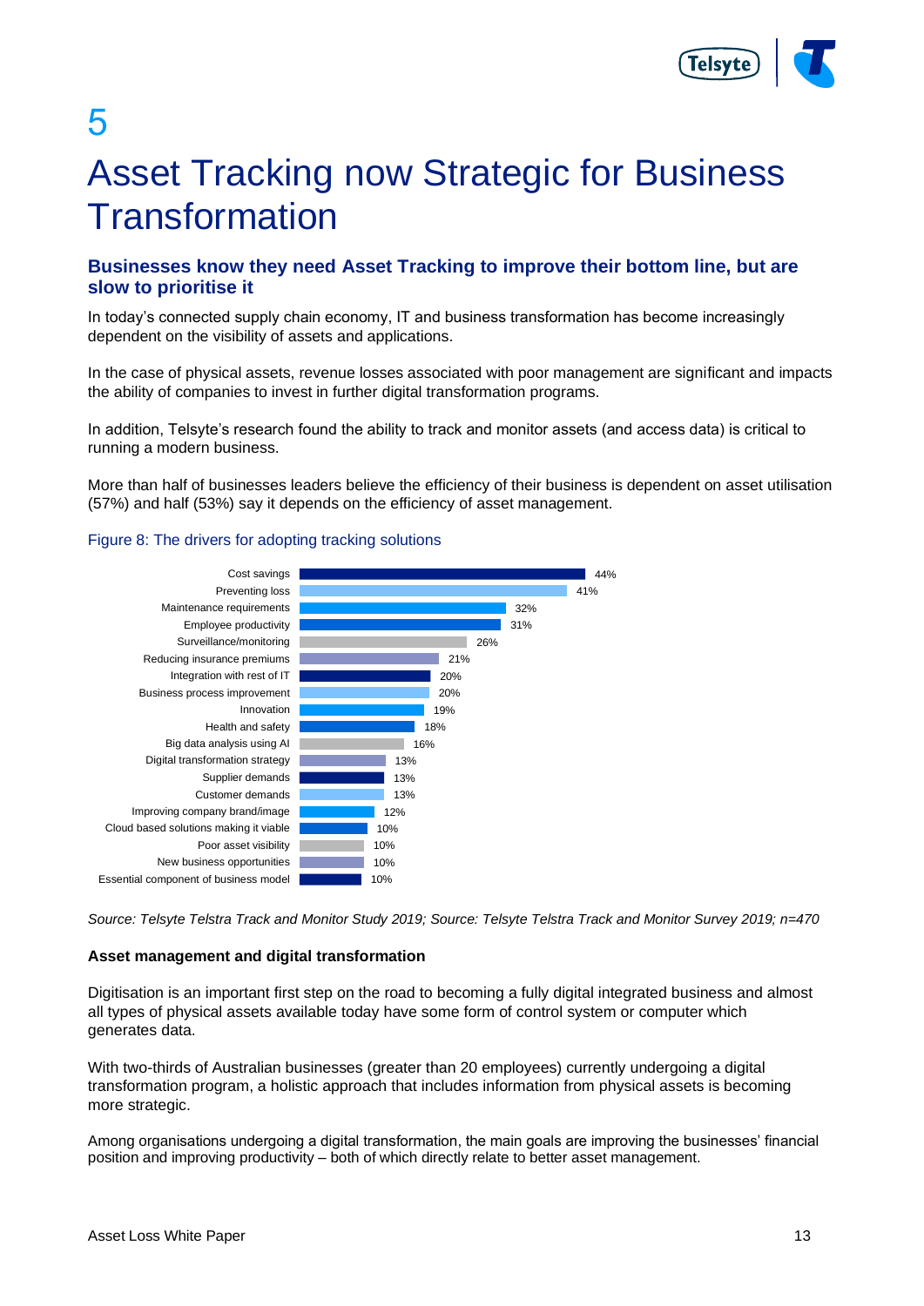# 5

# Asset Tracking now Strategic for Business Transformation

## Businesses know they need Asset Tracking to improve their bottom line, but are slow to prioritise it

In today's connected supply chain economy, IT and business transformation has become increasingly dependent on the visibility of assets and applications.

In the case of physical assets, revenue losses associated with poor management are significant and impacts the ability of companies to invest in further digital transformation programs.

In addition, Telsyte's research found the ability to track and monitor assets (and access data) is critical to running a modern business.

More than half of businesses leaders believe the efficiency of their business is dependent on asset utilisation (57%) and half (53%) say it depends on the efficiency of asset management.

Figure 8: The drivers for adopting tracking solutions

| Driver | % |
|---|---|
| Cost savings | 44% |
| Preventing loss | 41% |
| Maintenance requirements | 32% |
| Employee productivity | 31% |
| Surveillance/monitoring | 26% |
| Reducing insurance premiums | 21% |
| Integration with rest of IT | 20% |
| Business process improvement | 20% |
| Innovation | 19% |
| Health and safety | 18% |
| Big data analysis using AI | 16% |
| Digital transformation strategy | 13% |
| Supplier demands | 13% |
| Customer demands | 13% |
| Improving company brand/image | 12% |
| Cloud based solutions making it viable | 10% |
| Poor asset visibility | 10% |
| New business opportunities | 10% |
| Essential component of business model | 10% |

*Source: Telsyte Telstra Track and Monitor Study 2019; Source: Telsyte Telstra Track and Monitor Survey 2019; n=470*

**Asset management and digital transformation**

Digitisation is an important first step on the road to becoming a fully digital integrated business and almost all types of physical assets available today have some form of control system or computer which generates data.

With two-thirds of Australian businesses (greater than 20 employees) currently undergoing a digital transformation program, a holistic approach that includes information from physical assets is becoming more strategic.

Among organisations undergoing a digital transformation, the main goals are improving the businesses' financial position and improving productivity – both of which directly relate to better asset management.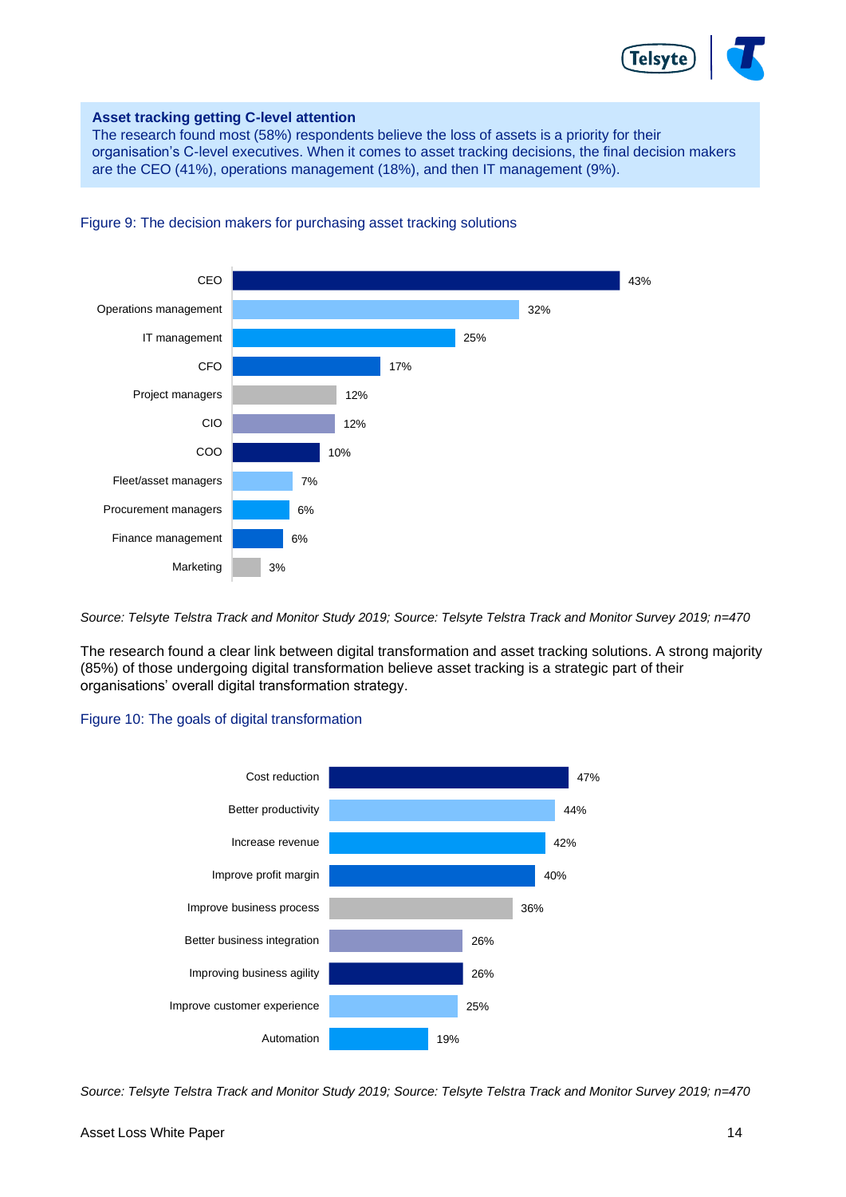**Asset tracking getting C-level attention**

The research found most (58%) respondents believe the loss of assets is a priority for their organisation's C-level executives. When it comes to asset tracking decisions, the final decision makers are the CEO (41%), operations management (18%), and then IT management (9%).

Figure 9: The decision makers for purchasing asset tracking solutions

| Decision maker | % |
|---|---|
| CEO | 43% |
| Operations management | 32% |
| IT management | 25% |
| CFO | 17% |
| Project managers | 12% |
| CIO | 12% |
| COO | 10% |
| Fleet/asset managers | 7% |
| Procurement managers | 6% |
| Finance management | 6% |
| Marketing | 3% |

*Source: Telsyte Telstra Track and Monitor Study 2019; Source: Telsyte Telstra Track and Monitor Survey 2019; n=470*

The research found a clear link between digital transformation and asset tracking solutions. A strong majority (85%) of those undergoing digital transformation believe asset tracking is a strategic part of their organisations' overall digital transformation strategy.

Figure 10: The goals of digital transformation

| Goal | % |
|---|---|
| Cost reduction | 47% |
| Better productivity | 44% |
| Increase revenue | 42% |
| Improve profit margin | 40% |
| Improve business process | 36% |
| Better business integration | 26% |
| Improving business agility | 26% |
| Improve customer experience | 25% |
| Automation | 19% |

*Source: Telsyte Telstra Track and Monitor Study 2019; Source: Telsyte Telstra Track and Monitor Survey 2019; n=470*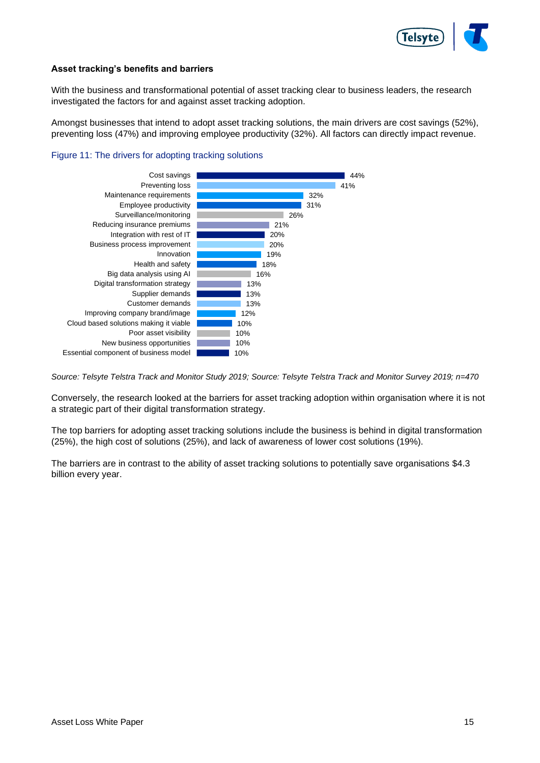**Asset tracking's benefits and barriers**

With the business and transformational potential of asset tracking clear to business leaders, the research investigated the factors for and against asset tracking adoption.

Amongst businesses that intend to adopt asset tracking solutions, the main drivers are cost savings (52%), preventing loss (47%) and improving employee productivity (32%). All factors can directly impact revenue.

Figure 11: The drivers for adopting tracking solutions

| Driver | % |
|---|---|
| Cost savings | 44% |
| Preventing loss | 41% |
| Maintenance requirements | 32% |
| Employee productivity | 31% |
| Surveillance/monitoring | 26% |
| Reducing insurance premiums | 21% |
| Integration with rest of IT | 20% |
| Business process improvement | 20% |
| Innovation | 19% |
| Health and safety | 18% |
| Big data analysis using AI | 16% |
| Digital transformation strategy | 13% |
| Supplier demands | 13% |
| Customer demands | 13% |
| Improving company brand/image | 12% |
| Cloud based solutions making it viable | 10% |
| Poor asset visibility | 10% |
| New business opportunities | 10% |
| Essential component of business model | 10% |

*Source: Telsyte Telstra Track and Monitor Study 2019; Source: Telsyte Telstra Track and Monitor Survey 2019; n=470*

Conversely, the research looked at the barriers for asset tracking adoption within organisation where it is not a strategic part of their digital transformation strategy.

The top barriers for adopting asset tracking solutions include the business is behind in digital transformation (25%), the high cost of solutions (25%), and lack of awareness of lower cost solutions (19%).

The barriers are in contrast to the ability of asset tracking solutions to potentially save organisations $4.3 billion every year.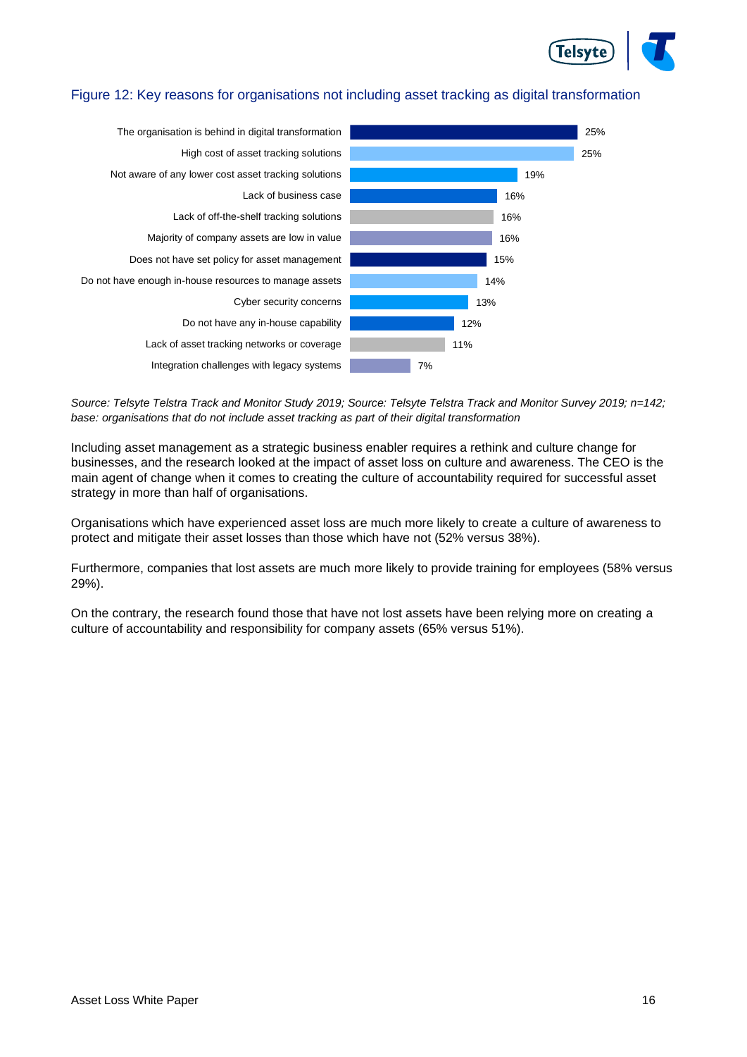Figure 12: Key reasons for organisations not including asset tracking as digital transformation

| Reason | % |
|---|---|
| The organisation is behind in digital transformation | 25% |
| High cost of asset tracking solutions | 25% |
| Not aware of any lower cost asset tracking solutions | 19% |
| Lack of business case | 16% |
| Lack of off-the-shelf tracking solutions | 16% |
| Majority of company assets are low in value | 16% |
| Does not have set policy for asset management | 15% |
| Do not have enough in-house resources to manage assets | 14% |
| Cyber security concerns | 13% |
| Do not have any in-house capability | 12% |
| Lack of asset tracking networks or coverage | 11% |
| Integration challenges with legacy systems | 7% |

*Source: Telsyte Telstra Track and Monitor Study 2019; Source: Telsyte Telstra Track and Monitor Survey 2019; n=142; base: organisations that do not include asset tracking as part of their digital transformation*

Including asset management as a strategic business enabler requires a rethink and culture change for businesses, and the research looked at the impact of asset loss on culture and awareness. The CEO is the main agent of change when it comes to creating the culture of accountability required for successful asset strategy in more than half of organisations.

Organisations which have experienced asset loss are much more likely to create a culture of awareness to protect and mitigate their asset losses than those which have not (52% versus 38%).

Furthermore, companies that lost assets are much more likely to provide training for employees (58% versus 29%).

On the contrary, the research found those that have not lost assets have been relying more on creating a culture of accountability and responsibility for company assets (65% versus 51%).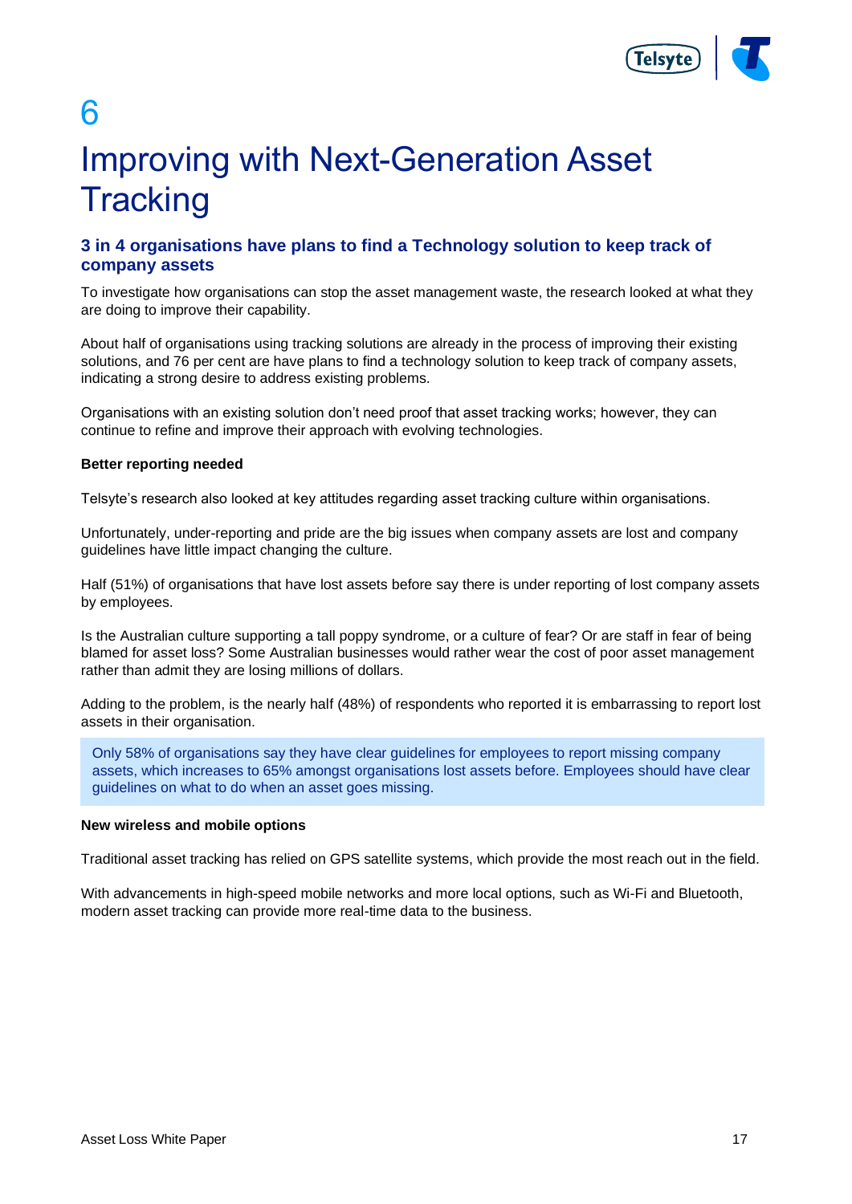# 6

# Improving with Next-Generation Asset Tracking

## 3 in 4 organisations have plans to find a Technology solution to keep track of company assets

To investigate how organisations can stop the asset management waste, the research looked at what they are doing to improve their capability.

About half of organisations using tracking solutions are already in the process of improving their existing solutions, and 76 per cent are have plans to find a technology solution to keep track of company assets, indicating a strong desire to address existing problems.

Organisations with an existing solution don't need proof that asset tracking works; however, they can continue to refine and improve their approach with evolving technologies.

**Better reporting needed**

Telsyte's research also looked at key attitudes regarding asset tracking culture within organisations.

Unfortunately, under-reporting and pride are the big issues when company assets are lost and company guidelines have little impact changing the culture.

Half (51%) of organisations that have lost assets before say there is under reporting of lost company assets by employees.

Is the Australian culture supporting a tall poppy syndrome, or a culture of fear? Or are staff in fear of being blamed for asset loss? Some Australian businesses would rather wear the cost of poor asset management rather than admit they are losing millions of dollars.

Adding to the problem, is the nearly half (48%) of respondents who reported it is embarrassing to report lost assets in their organisation.

> Only 58% of organisations say they have clear guidelines for employees to report missing company assets, which increases to 65% amongst organisations lost assets before. Employees should have clear guidelines on what to do when an asset goes missing.

**New wireless and mobile options**

Traditional asset tracking has relied on GPS satellite systems, which provide the most reach out in the field.

With advancements in high-speed mobile networks and more local options, such as Wi-Fi and Bluetooth, modern asset tracking can provide more real-time data to the business.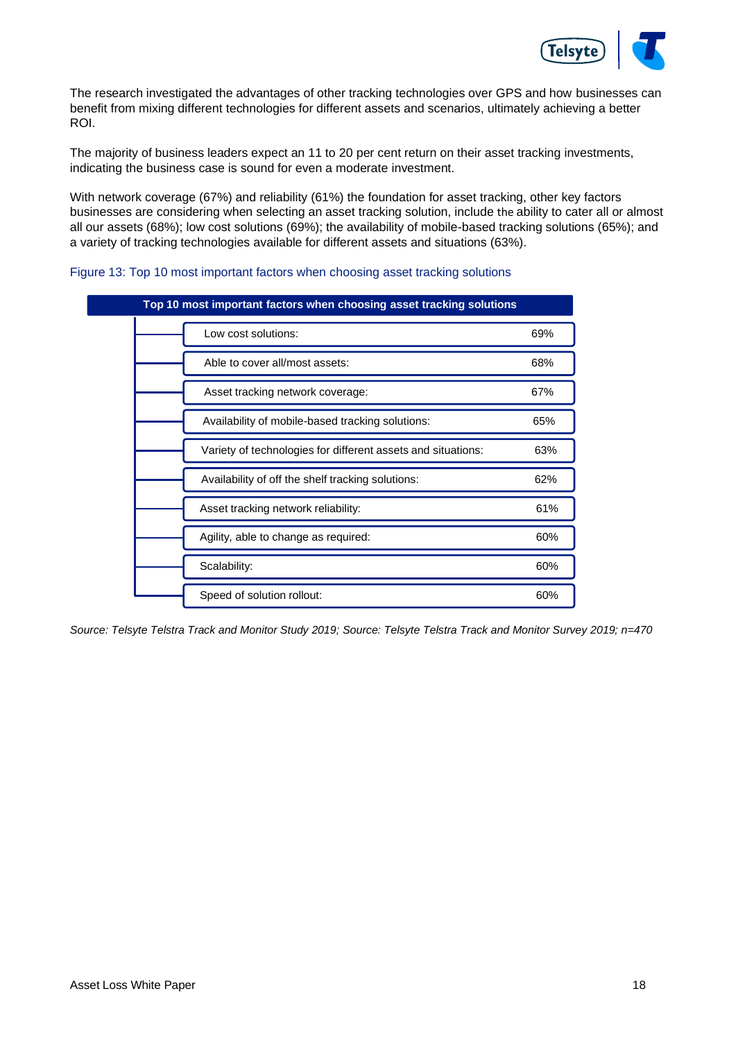The research investigated the advantages of other tracking technologies over GPS and how businesses can benefit from mixing different technologies for different assets and scenarios, ultimately achieving a better ROI.

The majority of business leaders expect an 11 to 20 per cent return on their asset tracking investments, indicating the business case is sound for even a moderate investment.

With network coverage (67%) and reliability (61%) the foundation for asset tracking, other key factors businesses are considering when selecting an asset tracking solution, include the ability to cater all or almost all our assets (68%); low cost solutions (69%); the availability of mobile-based tracking solutions (65%); and a variety of tracking technologies available for different assets and situations (63%).

Figure 13: Top 10 most important factors when choosing asset tracking solutions

| Top 10 most important factors when choosing asset tracking solutions | |
|---|---|
| Low cost solutions: | 69% |
| Able to cover all/most assets: | 68% |
| Asset tracking network coverage: | 67% |
| Availability of mobile-based tracking solutions: | 65% |
| Variety of technologies for different assets and situations: | 63% |
| Availability of off the shelf tracking solutions: | 62% |
| Asset tracking network reliability: | 61% |
| Agility, able to change as required: | 60% |
| Scalability: | 60% |
| Speed of solution rollout: | 60% |

*Source: Telsyte Telstra Track and Monitor Study 2019; Source: Telsyte Telstra Track and Monitor Survey 2019; n=470*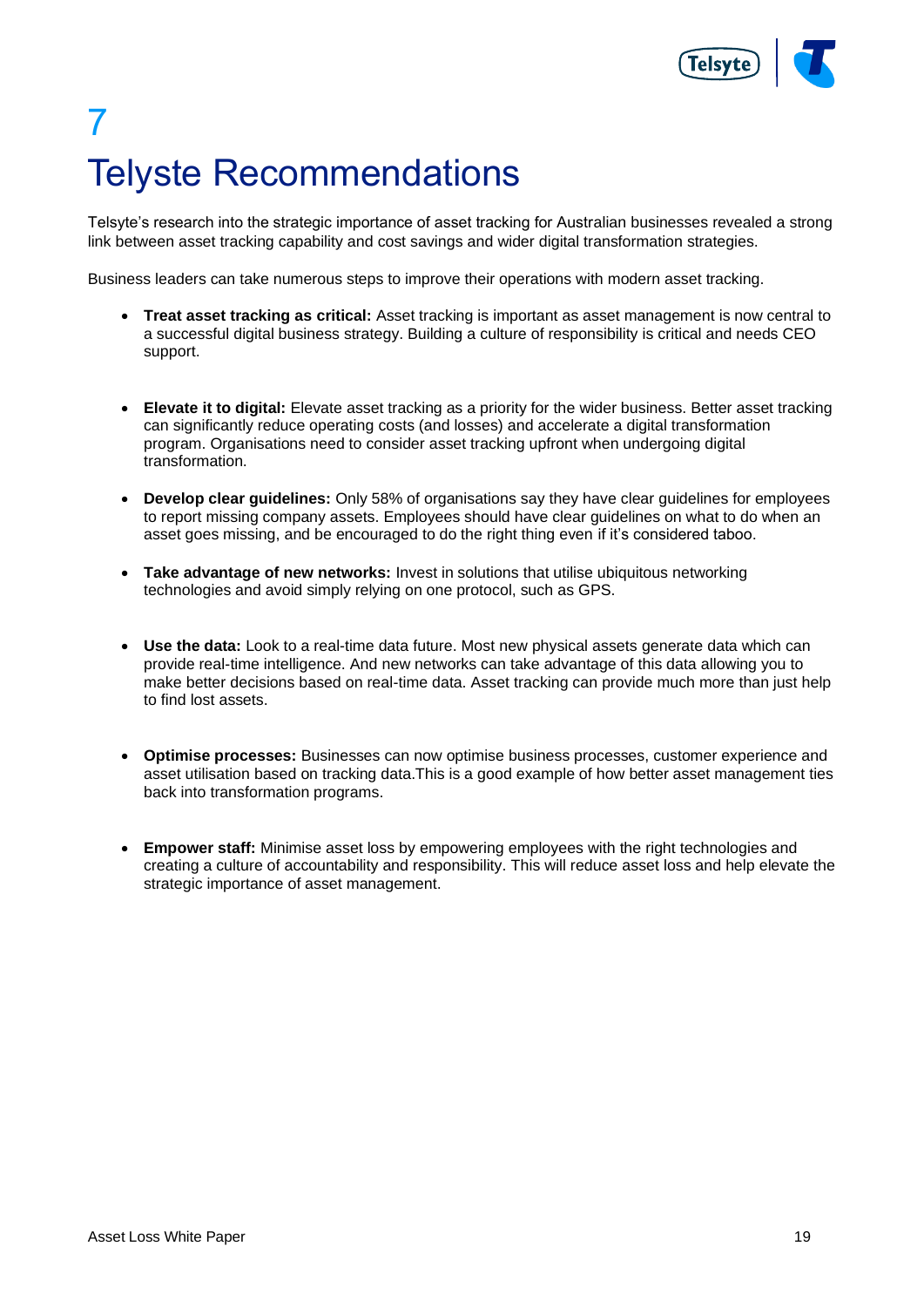# 7 Telyste Recommendations

Telsyte's research into the strategic importance of asset tracking for Australian businesses revealed a strong link between asset tracking capability and cost savings and wider digital transformation strategies.

Business leaders can take numerous steps to improve their operations with modern asset tracking.

- **Treat asset tracking as critical:** Asset tracking is important as asset management is now central to a successful digital business strategy. Building a culture of responsibility is critical and needs CEO support.
- **Elevate it to digital:** Elevate asset tracking as a priority for the wider business. Better asset tracking can significantly reduce operating costs (and losses) and accelerate a digital transformation program. Organisations need to consider asset tracking upfront when undergoing digital transformation.
- **Develop clear guidelines:** Only 58% of organisations say they have clear guidelines for employees to report missing company assets. Employees should have clear guidelines on what to do when an asset goes missing, and be encouraged to do the right thing even if it's considered taboo.
- **Take advantage of new networks:** Invest in solutions that utilise ubiquitous networking technologies and avoid simply relying on one protocol, such as GPS.
- **Use the data:** Look to a real-time data future. Most new physical assets generate data which can provide real-time intelligence. And new networks can take advantage of this data allowing you to make better decisions based on real-time data. Asset tracking can provide much more than just help to find lost assets.
- **Optimise processes:** Businesses can now optimise business processes, customer experience and asset utilisation based on tracking data.This is a good example of how better asset management ties back into transformation programs.
- **Empower staff:** Minimise asset loss by empowering employees with the right technologies and creating a culture of accountability and responsibility. This will reduce asset loss and help elevate the strategic importance of asset management.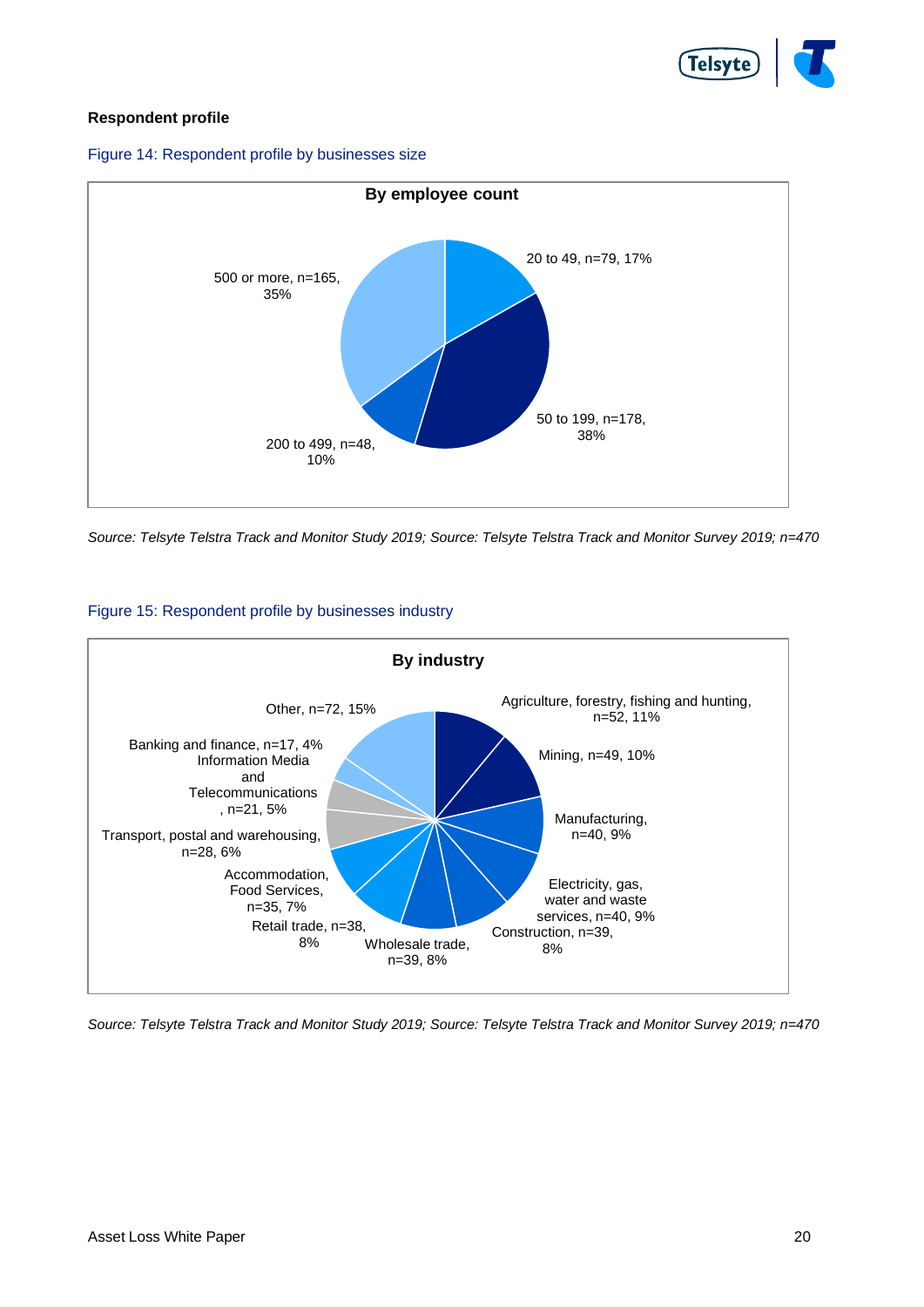**Respondent profile**

Figure 14: Respondent profile by businesses size

**By employee count**

| Employee count | n | % |
|---|---|---|
| 20 to 49 | 79 | 17% |
| 50 to 199 | 178 | 38% |
| 200 to 499 | 48 | 10% |
| 500 or more | 165 | 35% |

*Source: Telsyte Telstra Track and Monitor Study 2019; Source: Telsyte Telstra Track and Monitor Survey 2019; n=470*

Figure 15: Respondent profile by businesses industry

**By industry**

| Industry | n | % |
|---|---|---|
| Agriculture, forestry, fishing and hunting | 52 | 11% |
| Mining | 49 | 10% |
| Manufacturing | 40 | 9% |
| Electricity, gas, water and waste services | 40 | 9% |
| Construction | 39 | 8% |
| Wholesale trade | 39 | 8% |
| Retail trade | 38 | 8% |
| Accommodation, Food Services | 35 | 7% |
| Transport, postal and warehousing | 28 | 6% |
| Information Media and Telecommunications | 21 | 5% |
| Banking and finance | 17 | 4% |
| Other | 72 | 15% |

*Source: Telsyte Telstra Track and Monitor Study 2019; Source: Telsyte Telstra Track and Monitor Survey 2019; n=470*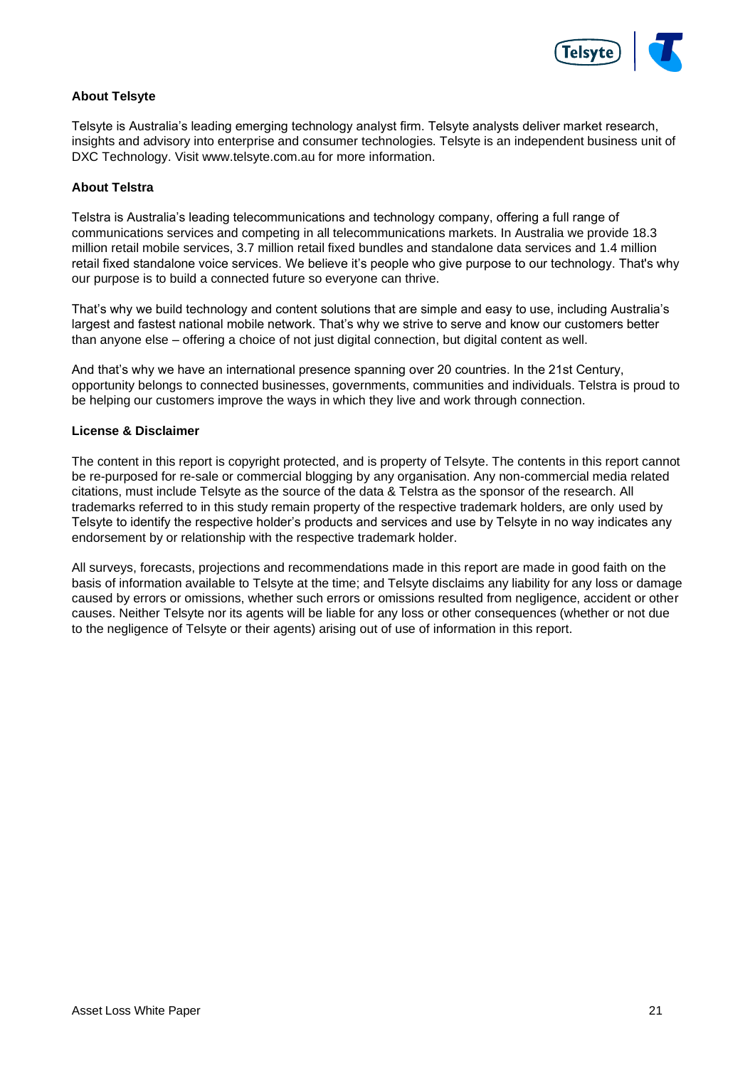**About Telsyte**

Telsyte is Australia's leading emerging technology analyst firm. Telsyte analysts deliver market research, insights and advisory into enterprise and consumer technologies. Telsyte is an independent business unit of DXC Technology. Visit www.telsyte.com.au for more information.

**About Telstra**

Telstra is Australia's leading telecommunications and technology company, offering a full range of communications services and competing in all telecommunications markets. In Australia we provide 18.3 million retail mobile services, 3.7 million retail fixed bundles and standalone data services and 1.4 million retail fixed standalone voice services. We believe it's people who give purpose to our technology. That's why our purpose is to build a connected future so everyone can thrive.

That's why we build technology and content solutions that are simple and easy to use, including Australia's largest and fastest national mobile network. That's why we strive to serve and know our customers better than anyone else – offering a choice of not just digital connection, but digital content as well.

And that's why we have an international presence spanning over 20 countries. In the 21st Century, opportunity belongs to connected businesses, governments, communities and individuals. Telstra is proud to be helping our customers improve the ways in which they live and work through connection.

**License & Disclaimer**

The content in this report is copyright protected, and is property of Telsyte. The contents in this report cannot be re-purposed for re-sale or commercial blogging by any organisation. Any non-commercial media related citations, must include Telsyte as the source of the data & Telstra as the sponsor of the research. All trademarks referred to in this study remain property of the respective trademark holders, are only used by Telsyte to identify the respective holder's products and services and use by Telsyte in no way indicates any endorsement by or relationship with the respective trademark holder.

All surveys, forecasts, projections and recommendations made in this report are made in good faith on the basis of information available to Telsyte at the time; and Telsyte disclaims any liability for any loss or damage caused by errors or omissions, whether such errors or omissions resulted from negligence, accident or other causes. Neither Telsyte nor its agents will be liable for any loss or other consequences (whether or not due to the negligence of Telsyte or their agents) arising out of use of information in this report.